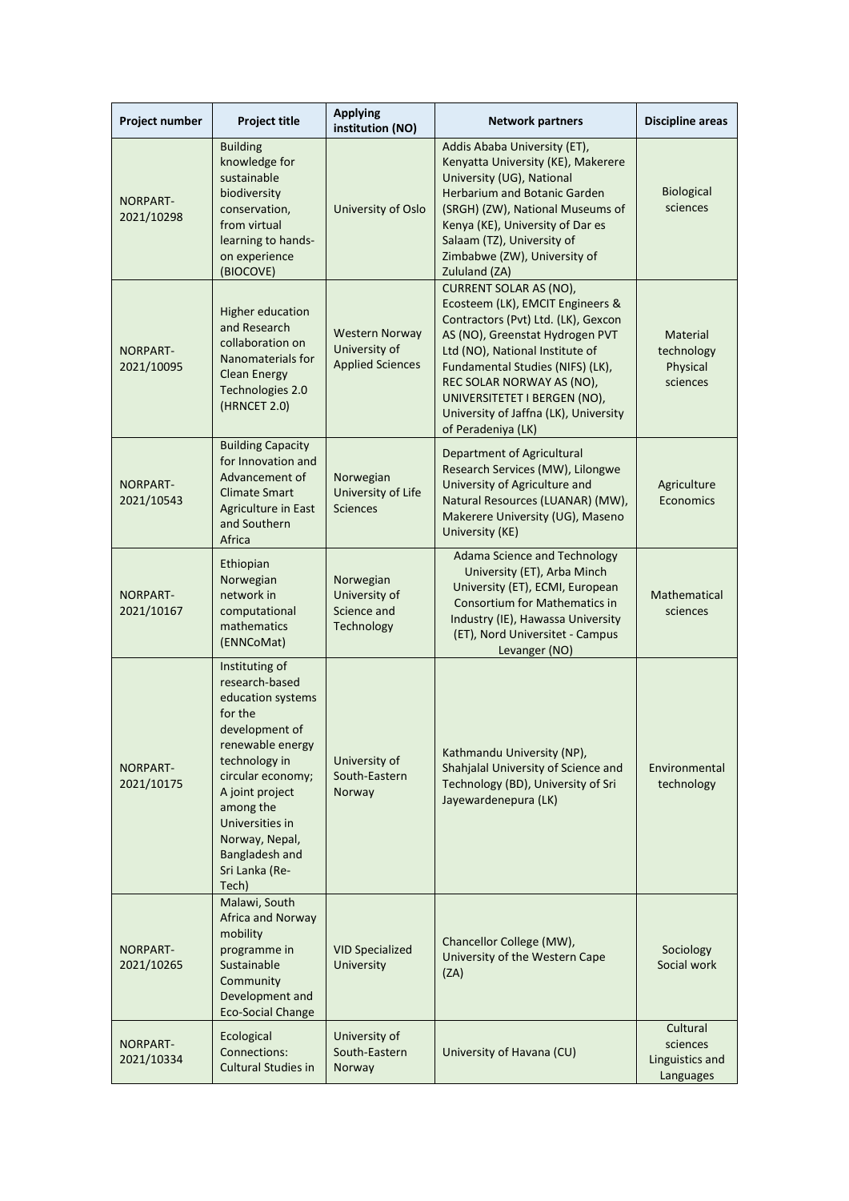| Project number | Project title | Applying institution (NO) | Network partners | Discipline areas |
| --- | --- | --- | --- | --- |
| NORPART-2021/10298 | Building knowledge for sustainable biodiversity conservation, from virtual learning to hands-on experience (BIOCOVE) | University of Oslo | Addis Ababa University (ET), Kenyatta University (KE), Makerere University (UG), National Herbarium and Botanic Garden (SRGH) (ZW), National Museums of Kenya (KE), University of Dar es Salaam (TZ), University of Zimbabwe (ZW), University of Zululand (ZA) | Biological sciences |
| NORPART-2021/10095 | Higher education and Research collaboration on Nanomaterials for Clean Energy Technologies 2.0 (HRNCET 2.0) | Western Norway University of Applied Sciences | CURRENT SOLAR AS (NO), Ecosteem (LK), EMCIT Engineers & Contractors (Pvt) Ltd. (LK), Gexcon AS (NO), Greenstat Hydrogen PVT Ltd (NO), National Institute of Fundamental Studies (NIFS) (LK), REC SOLAR NORWAY AS (NO), UNIVERSITETET I BERGEN (NO), University of Jaffna (LK), University of Peradeniya (LK) | Material technology Physical sciences |
| NORPART-2021/10543 | Building Capacity for Innovation and Advancement of Climate Smart Agriculture in East and Southern Africa | Norwegian University of Life Sciences | Department of Agricultural Research Services (MW), Lilongwe University of Agriculture and Natural Resources (LUANAR) (MW), Makerere University (UG), Maseno University (KE) | Agriculture Economics |
| NORPART-2021/10167 | Ethiopian Norwegian network in computational mathematics (ENNCoMat) | Norwegian University of Science and Technology | Adama Science and Technology University (ET), Arba Minch University (ET), ECMI, European Consortium for Mathematics in Industry (IE), Hawassa University (ET), Nord Universitet - Campus Levanger (NO) | Mathematical sciences |
| NORPART-2021/10175 | Instituting of research-based education systems for the development of renewable energy technology in circular economy; A joint project among the Universities in Norway, Nepal, Bangladesh and Sri Lanka (Re-Tech) | University of South-Eastern Norway | Kathmandu University (NP), Shahjalal University of Science and Technology (BD), University of Sri Jayewardenepura (LK) | Environmental technology |
| NORPART-2021/10265 | Malawi, South Africa and Norway mobility programme in Sustainable Community Development and Eco-Social Change | VID Specialized University | Chancellor College (MW), University of the Western Cape (ZA) | Sociology Social work |
| NORPART-2021/10334 | Ecological Connections: Cultural Studies in | University of South-Eastern Norway | University of Havana (CU) | Cultural sciences Linguistics and Languages |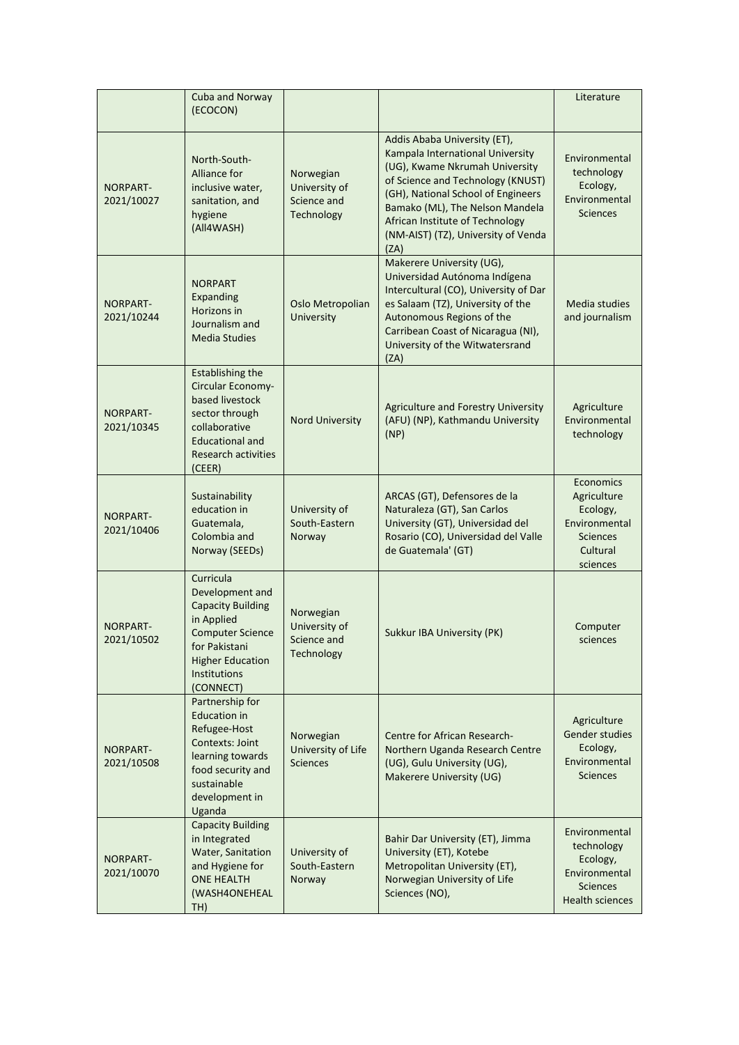| | Cuba and Norway (ECOCON) | | | Literature |
|---|---|---|---|---|
| NORPART-2021/10027 | North-South-Alliance for inclusive water, sanitation, and hygiene (All4WASH) | Norwegian University of Science and Technology | Addis Ababa University (ET), Kampala International University (UG), Kwame Nkrumah University of Science and Technology (KNUST) (GH), National School of Engineers Bamako (ML), The Nelson Mandela African Institute of Technology (NM-AIST) (TZ), University of Venda (ZA) | Environmental technology Ecology, Environmental Sciences |
| NORPART-2021/10244 | NORPART Expanding Horizons in Journalism and Media Studies | Oslo Metropolian University | Makerere University (UG), Universidad Autónoma Indígena Intercultural (CO), University of Dar es Salaam (TZ), University of the Autonomous Regions of the Carribean Coast of Nicaragua (NI), University of the Witwatersrand (ZA) | Media studies and journalism |
| NORPART-2021/10345 | Establishing the Circular Economy-based livestock sector through collaborative Educational and Research activities (CEER) | Nord University | Agriculture and Forestry University (AFU) (NP), Kathmandu University (NP) | Agriculture Environmental technology |
| NORPART-2021/10406 | Sustainability education in Guatemala, Colombia and Norway (SEEDs) | University of South-Eastern Norway | ARCAS (GT), Defensores de la Naturaleza (GT), San Carlos University (GT), Universidad del Rosario (CO), Universidad del Valle de Guatemala' (GT) | Economics Agriculture Ecology, Environmental Sciences Cultural sciences |
| NORPART-2021/10502 | Curricula Development and Capacity Building in Applied Computer Science for Pakistani Higher Education Institutions (CONNECT) | Norwegian University of Science and Technology | Sukkur IBA University (PK) | Computer sciences |
| NORPART-2021/10508 | Partnership for Education in Refugee-Host Contexts: Joint learning towards food security and sustainable development in Uganda | Norwegian University of Life Sciences | Centre for African Research-Northern Uganda Research Centre (UG), Gulu University (UG), Makerere University (UG) | Agriculture Gender studies Ecology, Environmental Sciences |
| NORPART-2021/10070 | Capacity Building in Integrated Water, Sanitation and Hygiene for ONE HEALTH (WASH4ONEHEALTH) | University of South-Eastern Norway | Bahir Dar University (ET), Jimma University (ET), Kotebe Metropolitan University (ET), Norwegian University of Life Sciences (NO), | Environmental technology Ecology, Environmental Sciences Health sciences |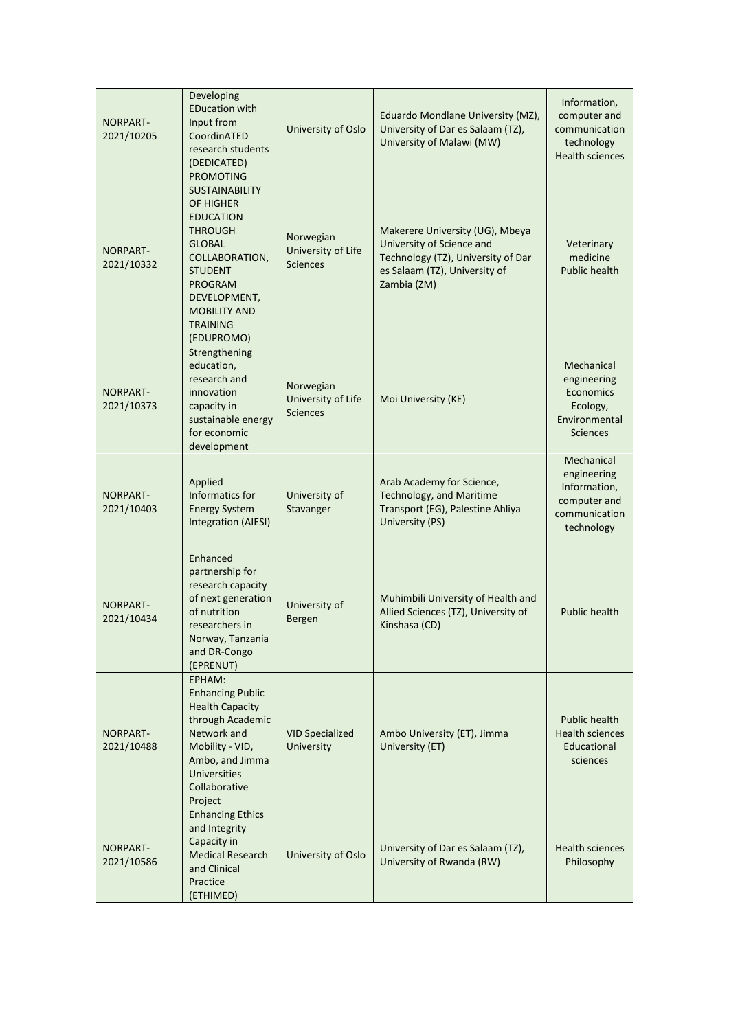| NORPART-2021/10205 | Developing EDucation with Input from CoordinATED research students (DEDICATED) | University of Oslo | Eduardo Mondlane University (MZ), University of Dar es Salaam (TZ), University of Malawi (MW) | Information, computer and communication technology Health sciences |
|---|---|---|---|---|
| NORPART-2021/10332 | PROMOTING SUSTAINABILITY OF HIGHER EDUCATION THROUGH GLOBAL COLLABORATION, STUDENT PROGRAM DEVELOPMENT, MOBILITY AND TRAINING (EDUPROMO) | Norwegian University of Life Sciences | Makerere University (UG), Mbeya University of Science and Technology (TZ), University of Dar es Salaam (TZ), University of Zambia (ZM) | Veterinary medicine Public health |
| NORPART-2021/10373 | Strengthening education, research and innovation capacity in sustainable energy for economic development | Norwegian University of Life Sciences | Moi University (KE) | Mechanical engineering Economics Ecology, Environmental Sciences |
| NORPART-2021/10403 | Applied Informatics for Energy System Integration (AIESI) | University of Stavanger | Arab Academy for Science, Technology, and Maritime Transport (EG), Palestine Ahliya University (PS) | Mechanical engineering Information, computer and communication technology |
| NORPART-2021/10434 | Enhanced partnership for research capacity of next generation of nutrition researchers in Norway, Tanzania and DR-Congo (EPRENUT) | University of Bergen | Muhimbili University of Health and Allied Sciences (TZ), University of Kinshasa (CD) | Public health |
| NORPART-2021/10488 | EPHAM: Enhancing Public Health Capacity through Academic Network and Mobility - VID, Ambo, and Jimma Universities Collaborative Project | VID Specialized University | Ambo University (ET), Jimma University (ET) | Public health Health sciences Educational sciences |
| NORPART-2021/10586 | Enhancing Ethics and Integrity Capacity in Medical Research and Clinical Practice (ETHIMED) | University of Oslo | University of Dar es Salaam (TZ), University of Rwanda (RW) | Health sciences Philosophy |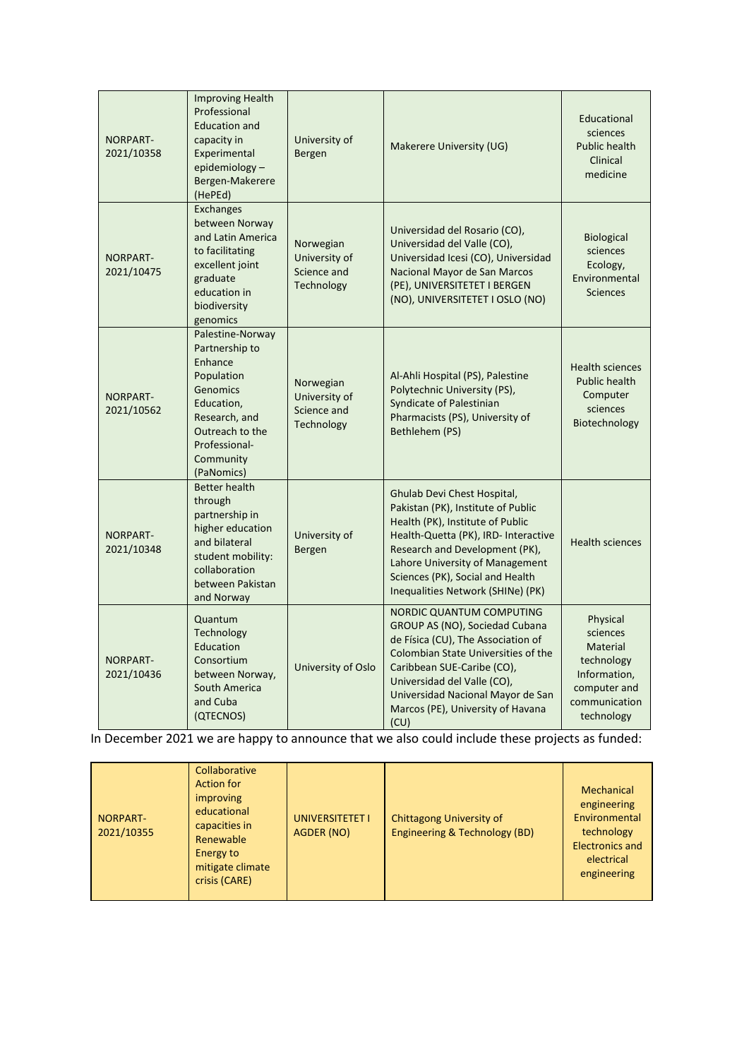| | | | | |
|---|---|---|---|---|
| NORPART-2021/10358 | Improving Health Professional Education and capacity in Experimental epidemiology – Bergen-Makerere (HePEd) | University of Bergen | Makerere University (UG) | Educational sciences Public health Clinical medicine |
| NORPART-2021/10475 | Exchanges between Norway and Latin America to facilitating excellent joint graduate education in biodiversity genomics | Norwegian University of Science and Technology | Universidad del Rosario (CO), Universidad del Valle (CO), Universidad Icesi (CO), Universidad Nacional Mayor de San Marcos (PE), UNIVERSITETET I BERGEN (NO), UNIVERSITETET I OSLO (NO) | Biological sciences Ecology, Environmental Sciences |
| NORPART-2021/10562 | Palestine-Norway Partnership to Enhance Population Genomics Education, Research, and Outreach to the Professional-Community (PaNomics) | Norwegian University of Science and Technology | Al-Ahli Hospital (PS), Palestine Polytechnic University (PS), Syndicate of Palestinian Pharmacists (PS), University of Bethlehem (PS) | Health sciences Public health Computer sciences Biotechnology |
| NORPART-2021/10348 | Better health through partnership in higher education and bilateral student mobility: collaboration between Pakistan and Norway | University of Bergen | Ghulab Devi Chest Hospital, Pakistan (PK), Institute of Public Health (PK), Institute of Public Health-Quetta (PK), IRD- Interactive Research and Development (PK), Lahore University of Management Sciences (PK), Social and Health Inequalities Network (SHINe) (PK) | Health sciences |
| NORPART-2021/10436 | Quantum Technology Education Consortium between Norway, South America and Cuba (QTECNOS) | University of Oslo | NORDIC QUANTUM COMPUTING GROUP AS (NO), Sociedad Cubana de Física (CU), The Association of Colombian State Universities of the Caribbean SUE-Caribe (CO), Universidad del Valle (CO), Universidad Nacional Mayor de San Marcos (PE), University of Havana (CU) | Physical sciences Material technology Information, computer and communication technology |

In December 2021 we are happy to announce that we also could include these projects as funded:

| | | | | |
|---|---|---|---|---|
| NORPART-2021/10355 | Collaborative Action for improving educational capacities in Renewable Energy to mitigate climate crisis (CARE) | UNIVERSITETET I AGDER (NO) | Chittagong University of Engineering & Technology (BD) | Mechanical engineering Environmental technology Electronics and electrical engineering |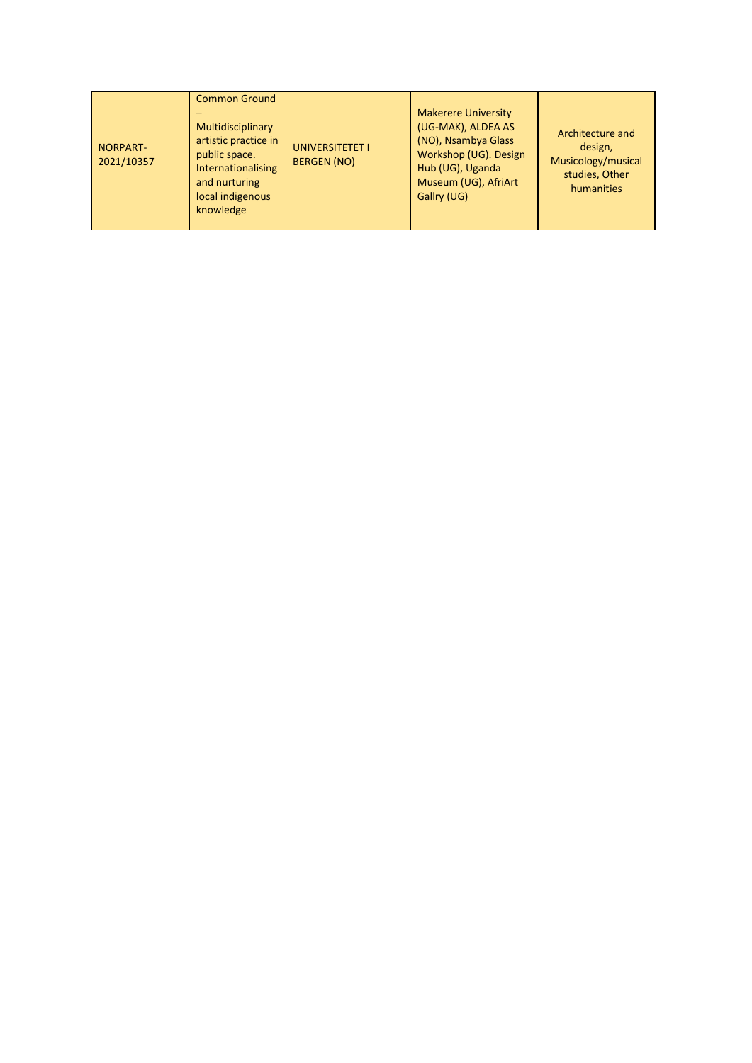| | | | | |
|---|---|---|---|---|
| NORPART-2021/10357 | Common Ground – Multidisciplinary artistic practice in public space. Internationalising and nurturing local indigenous knowledge | UNIVERSITETET I BERGEN (NO) | Makerere University (UG-MAK), ALDEA AS (NO), Nsambya Glass Workshop (UG). Design Hub (UG), Uganda Museum (UG), AfriArt Gallry (UG) | Architecture and design, Musicology/musical studies, Other humanities |